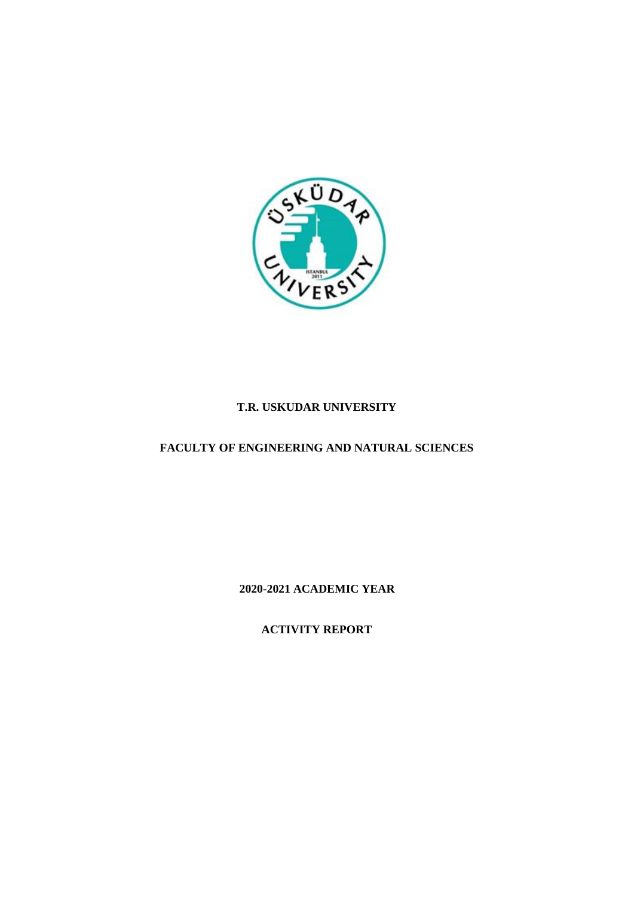**T.R. USKUDAR UNIVERSITY**

**FACULTY OF ENGINEERING AND NATURAL SCIENCES**

**2020-2021 ACADEMIC YEAR**

**ACTIVITY REPORT**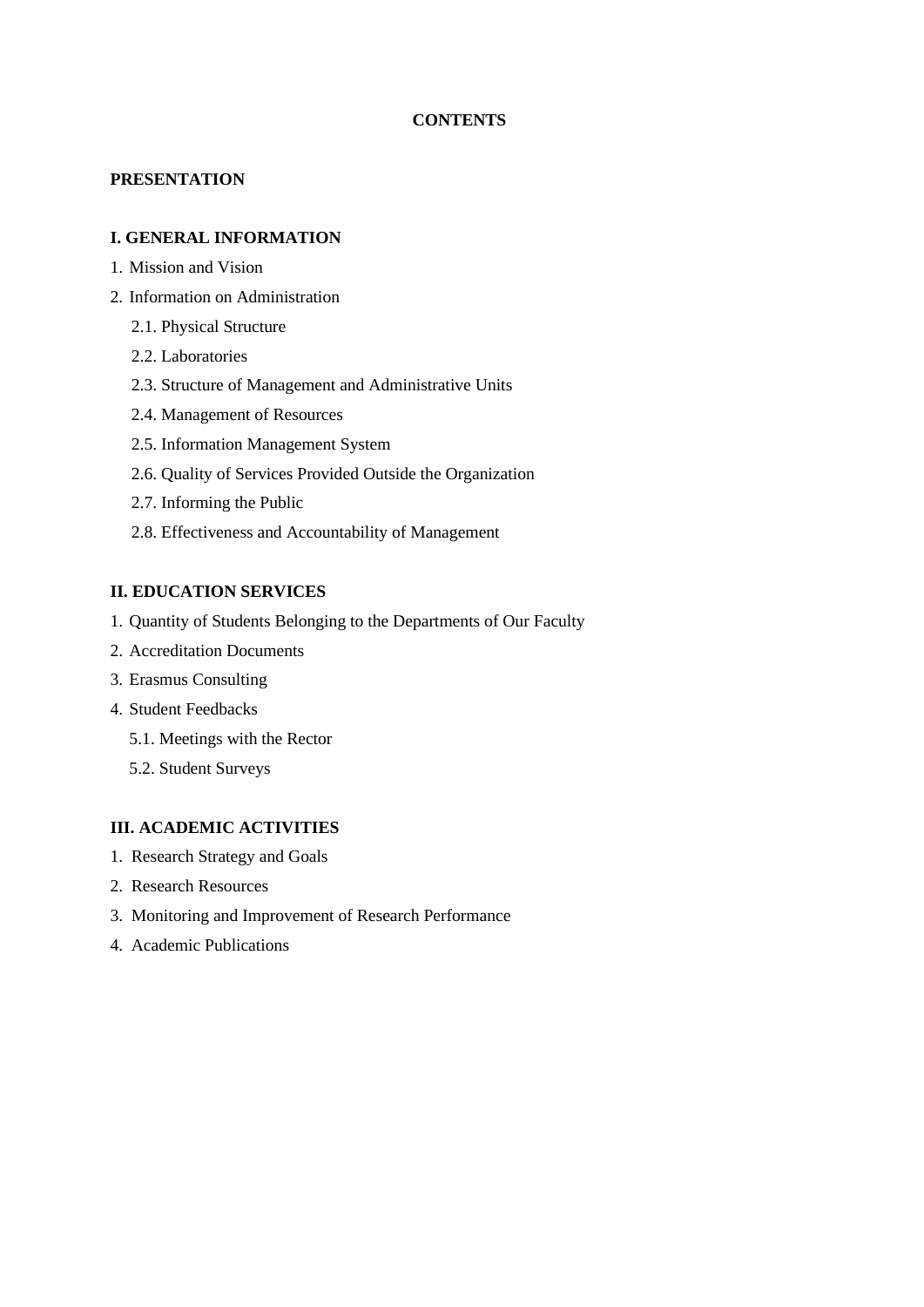**CONTENTS**

**PRESENTATION**

**I. GENERAL INFORMATION**

1. Mission and Vision
2. Information on Administration
   - 2.1. Physical Structure
   - 2.2. Laboratories
   - 2.3. Structure of Management and Administrative Units
   - 2.4. Management of Resources
   - 2.5. Information Management System
   - 2.6. Quality of Services Provided Outside the Organization
   - 2.7. Informing the Public
   - 2.8. Effectiveness and Accountability of Management

**II. EDUCATION SERVICES**

1. Quantity of Students Belonging to the Departments of Our Faculty
2. Accreditation Documents
3. Erasmus Consulting
4. Student Feedbacks
   - 5.1. Meetings with the Rector
   - 5.2. Student Surveys

**III. ACADEMIC ACTIVITIES**

1. Research Strategy and Goals
2. Research Resources
3. Monitoring and Improvement of Research Performance
4. Academic Publications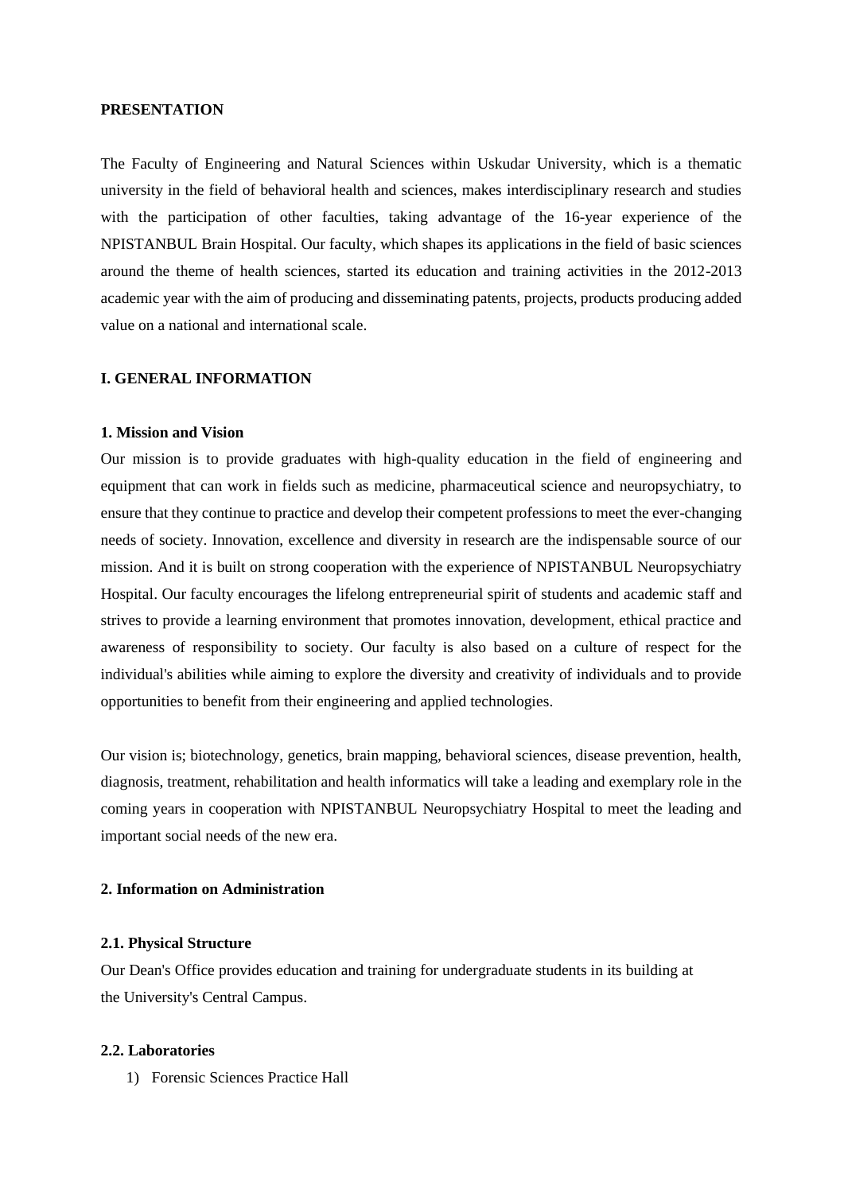**PRESENTATION**

The Faculty of Engineering and Natural Sciences within Uskudar University, which is a thematic university in the field of behavioral health and sciences, makes interdisciplinary research and studies with the participation of other faculties, taking advantage of the 16-year experience of the NPISTANBUL Brain Hospital. Our faculty, which shapes its applications in the field of basic sciences around the theme of health sciences, started its education and training activities in the 2012-2013 academic year with the aim of producing and disseminating patents, projects, products producing added value on a national and international scale.

**I. GENERAL INFORMATION**

**1. Mission and Vision**

Our mission is to provide graduates with high-quality education in the field of engineering and equipment that can work in fields such as medicine, pharmaceutical science and neuropsychiatry, to ensure that they continue to practice and develop their competent professions to meet the ever-changing needs of society. Innovation, excellence and diversity in research are the indispensable source of our mission. And it is built on strong cooperation with the experience of NPISTANBUL Neuropsychiatry Hospital. Our faculty encourages the lifelong entrepreneurial spirit of students and academic staff and strives to provide a learning environment that promotes innovation, development, ethical practice and awareness of responsibility to society. Our faculty is also based on a culture of respect for the individual's abilities while aiming to explore the diversity and creativity of individuals and to provide opportunities to benefit from their engineering and applied technologies.

Our vision is; biotechnology, genetics, brain mapping, behavioral sciences, disease prevention, health, diagnosis, treatment, rehabilitation and health informatics will take a leading and exemplary role in the coming years in cooperation with NPISTANBUL Neuropsychiatry Hospital to meet the leading and important social needs of the new era.

**2. Information on Administration**

**2.1. Physical Structure**

Our Dean's Office provides education and training for undergraduate students in its building at the University's Central Campus.

**2.2. Laboratories**

1) Forensic Sciences Practice Hall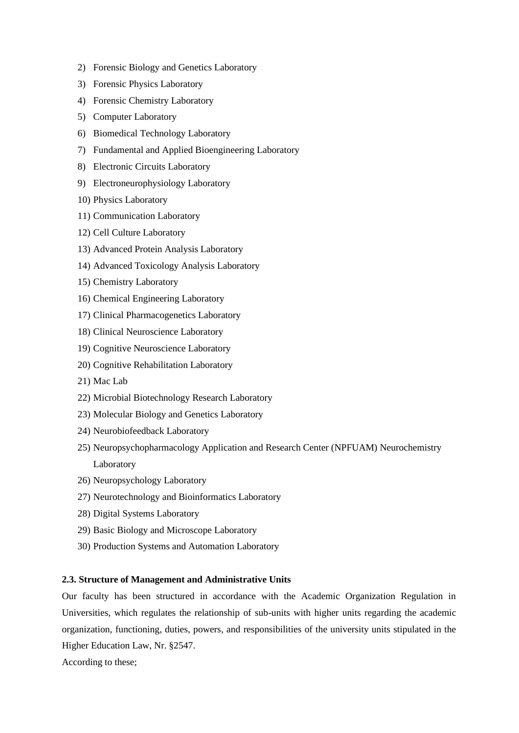2) Forensic Biology and Genetics Laboratory
3) Forensic Physics Laboratory
4) Forensic Chemistry Laboratory
5) Computer Laboratory
6) Biomedical Technology Laboratory
7) Fundamental and Applied Bioengineering Laboratory
8) Electronic Circuits Laboratory
9) Electroneurophysiology Laboratory
10) Physics Laboratory
11) Communication Laboratory
12) Cell Culture Laboratory
13) Advanced Protein Analysis Laboratory
14) Advanced Toxicology Analysis Laboratory
15) Chemistry Laboratory
16) Chemical Engineering Laboratory
17) Clinical Pharmacogenetics Laboratory
18) Clinical Neuroscience Laboratory
19) Cognitive Neuroscience Laboratory
20) Cognitive Rehabilitation Laboratory
21) Mac Lab
22) Microbial Biotechnology Research Laboratory
23) Molecular Biology and Genetics Laboratory
24) Neurobiofeedback Laboratory
25) Neuropsychopharmacology Application and Research Center (NPFUAM) Neurochemistry Laboratory
26) Neuropsychology Laboratory
27) Neurotechnology and Bioinformatics Laboratory
28) Digital Systems Laboratory
29) Basic Biology and Microscope Laboratory
30) Production Systems and Automation Laboratory

### 2.3. Structure of Management and Administrative Units

Our faculty has been structured in accordance with the Academic Organization Regulation in Universities, which regulates the relationship of sub-units with higher units regarding the academic organization, functioning, duties, powers, and responsibilities of the university units stipulated in the Higher Education Law, Nr. §2547.

According to these;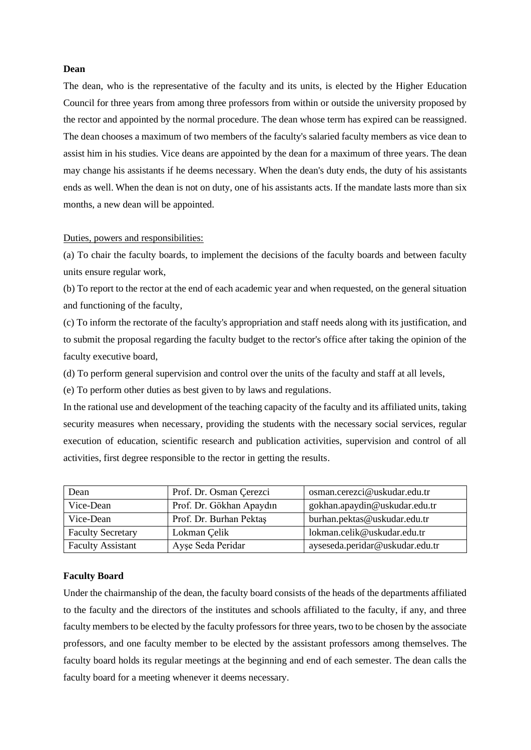**Dean**

The dean, who is the representative of the faculty and its units, is elected by the Higher Education Council for three years from among three professors from within or outside the university proposed by the rector and appointed by the normal procedure. The dean whose term has expired can be reassigned. The dean chooses a maximum of two members of the faculty's salaried faculty members as vice dean to assist him in his studies. Vice deans are appointed by the dean for a maximum of three years. The dean may change his assistants if he deems necessary. When the dean's duty ends, the duty of his assistants ends as well. When the dean is not on duty, one of his assistants acts. If the mandate lasts more than six months, a new dean will be appointed.

<u>Duties, powers and responsibilities:</u>

(a) To chair the faculty boards, to implement the decisions of the faculty boards and between faculty units ensure regular work,

(b) To report to the rector at the end of each academic year and when requested, on the general situation and functioning of the faculty,

(c) To inform the rectorate of the faculty's appropriation and staff needs along with its justification, and to submit the proposal regarding the faculty budget to the rector's office after taking the opinion of the faculty executive board,

(d) To perform general supervision and control over the units of the faculty and staff at all levels,

(e) To perform other duties as best given to by laws and regulations.

In the rational use and development of the teaching capacity of the faculty and its affiliated units, taking security measures when necessary, providing the students with the necessary social services, regular execution of education, scientific research and publication activities, supervision and control of all activities, first degree responsible to the rector in getting the results.

| Dean | Prof. Dr. Osman Çerezci | osman.cerezci@uskudar.edu.tr |
|---|---|---|
| Vice-Dean | Prof. Dr. Gökhan Apaydın | gokhan.apaydin@uskudar.edu.tr |
| Vice-Dean | Prof. Dr. Burhan Pektaş | burhan.pektas@uskudar.edu.tr |
| Faculty Secretary | Lokman Çelik | lokman.celik@uskudar.edu.tr |
| Faculty Assistant | Ayşe Seda Peridar | ayseseda.peridar@uskudar.edu.tr |

**Faculty Board**

Under the chairmanship of the dean, the faculty board consists of the heads of the departments affiliated to the faculty and the directors of the institutes and schools affiliated to the faculty, if any, and three faculty members to be elected by the faculty professors for three years, two to be chosen by the associate professors, and one faculty member to be elected by the assistant professors among themselves. The faculty board holds its regular meetings at the beginning and end of each semester. The dean calls the faculty board for a meeting whenever it deems necessary.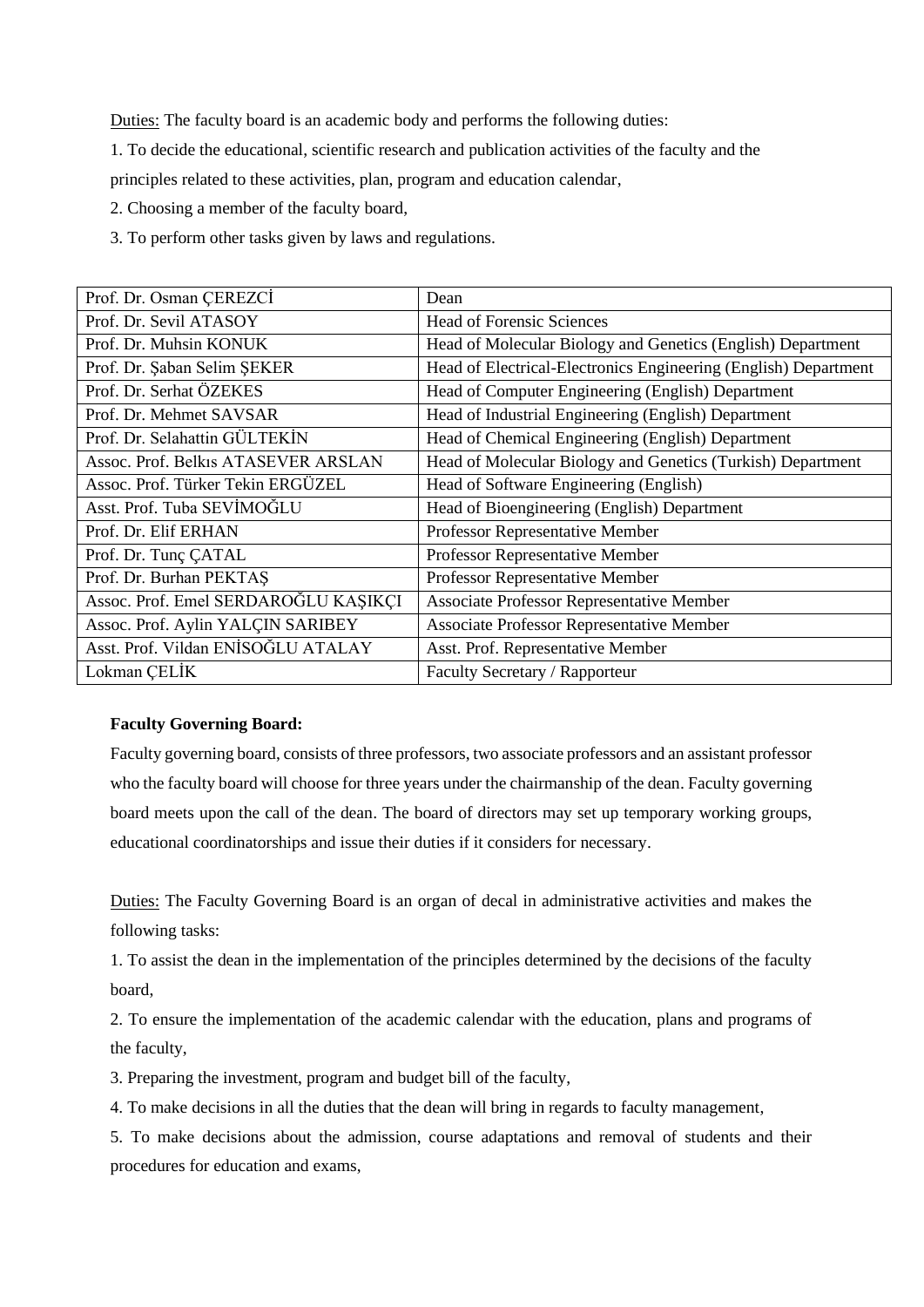Duties: The faculty board is an academic body and performs the following duties:

1. To decide the educational, scientific research and publication activities of the faculty and the principles related to these activities, plan, program and education calendar,
2. Choosing a member of the faculty board,
3. To perform other tasks given by laws and regulations.

| | |
|---|---|
| Prof. Dr. Osman ÇEREZCİ | Dean |
| Prof. Dr. Sevil ATASOY | Head of Forensic Sciences |
| Prof. Dr. Muhsin KONUK | Head of Molecular Biology and Genetics (English) Department |
| Prof. Dr. Şaban Selim ŞEKER | Head of Electrical-Electronics Engineering (English) Department |
| Prof. Dr. Serhat ÖZEKES | Head of Computer Engineering (English) Department |
| Prof. Dr. Mehmet SAVSAR | Head of Industrial Engineering (English) Department |
| Prof. Dr. Selahattin GÜLTEKİN | Head of Chemical Engineering (English) Department |
| Assoc. Prof. Belkıs ATASEVER ARSLAN | Head of Molecular Biology and Genetics (Turkish) Department |
| Assoc. Prof. Türker Tekin ERGÜZEL | Head of Software Engineering (English) |
| Asst. Prof. Tuba SEVİMOĞLU | Head of Bioengineering (English) Department |
| Prof. Dr. Elif ERHAN | Professor Representative Member |
| Prof. Dr. Tunç ÇATAL | Professor Representative Member |
| Prof. Dr. Burhan PEKTAŞ | Professor Representative Member |
| Assoc. Prof. Emel SERDAROĞLU KAŞIKÇI | Associate Professor Representative Member |
| Assoc. Prof. Aylin YALÇIN SARIBEY | Associate Professor Representative Member |
| Asst. Prof. Vildan ENİSOĞLU ATALAY | Asst. Prof. Representative Member |
| Lokman ÇELİK | Faculty Secretary / Rapporteur |

**Faculty Governing Board:**

Faculty governing board, consists of three professors, two associate professors and an assistant professor who the faculty board will choose for three years under the chairmanship of the dean. Faculty governing board meets upon the call of the dean. The board of directors may set up temporary working groups, educational coordinatorships and issue their duties if it considers for necessary.

Duties: The Faculty Governing Board is an organ of decal in administrative activities and makes the following tasks:

1. To assist the dean in the implementation of the principles determined by the decisions of the faculty board,
2. To ensure the implementation of the academic calendar with the education, plans and programs of the faculty,
3. Preparing the investment, program and budget bill of the faculty,
4. To make decisions in all the duties that the dean will bring in regards to faculty management,
5. To make decisions about the admission, course adaptations and removal of students and their procedures for education and exams,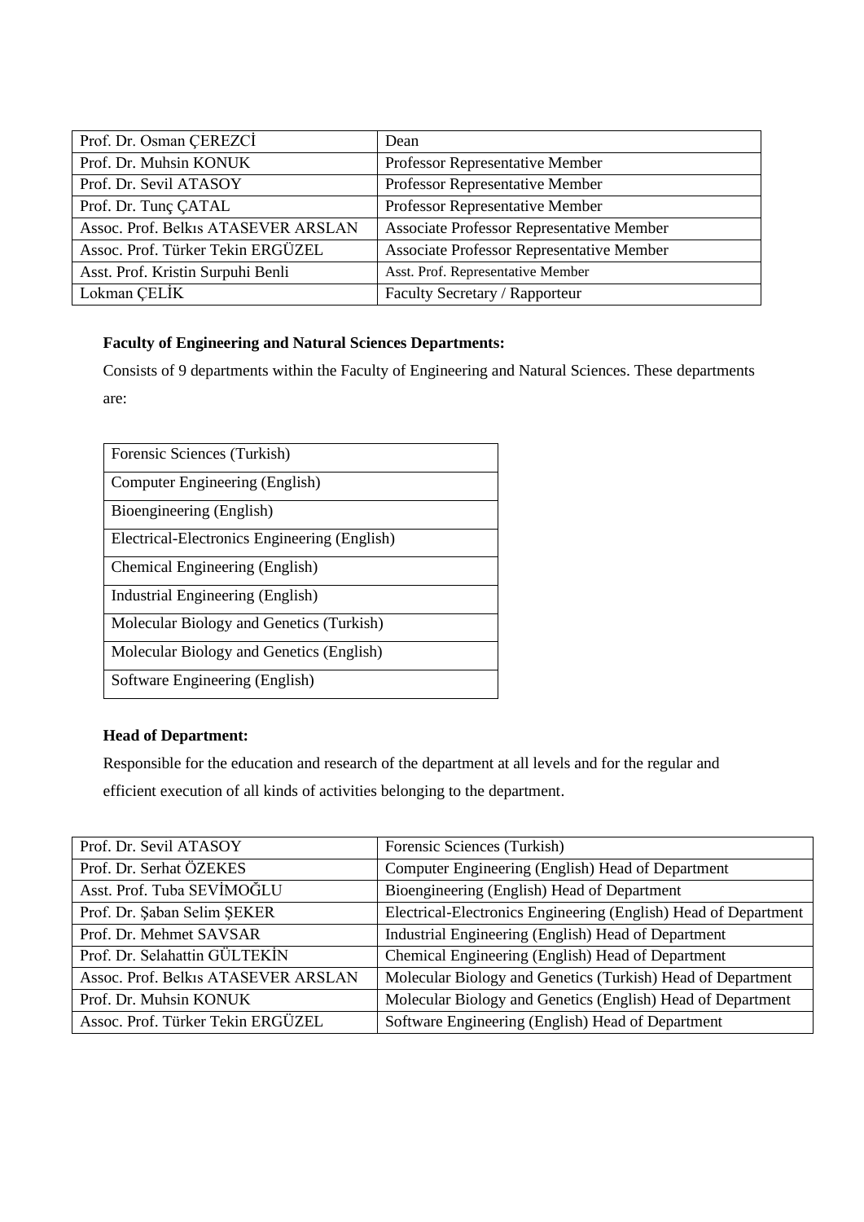| Prof. Dr. Osman ÇEREZCİ | Dean |
|---|---|
| Prof. Dr. Muhsin KONUK | Professor Representative Member |
| Prof. Dr. Sevil ATASOY | Professor Representative Member |
| Prof. Dr. Tunç ÇATAL | Professor Representative Member |
| Assoc. Prof. Belkıs ATASEVER ARSLAN | Associate Professor Representative Member |
| Assoc. Prof. Türker Tekin ERGÜZEL | Associate Professor Representative Member |
| Asst. Prof. Kristin Surpuhi Benli | Asst. Prof. Representative Member |
| Lokman ÇELİK | Faculty Secretary / Rapporteur |

**Faculty of Engineering and Natural Sciences Departments:**

Consists of 9 departments within the Faculty of Engineering and Natural Sciences. These departments are:

| Forensic Sciences (Turkish) |
|---|
| Computer Engineering (English) |
| Bioengineering (English) |
| Electrical-Electronics Engineering (English) |
| Chemical Engineering (English) |
| Industrial Engineering (English) |
| Molecular Biology and Genetics (Turkish) |
| Molecular Biology and Genetics (English) |
| Software Engineering (English) |

**Head of Department:**

Responsible for the education and research of the department at all levels and for the regular and efficient execution of all kinds of activities belonging to the department.

| Prof. Dr. Sevil ATASOY | Forensic Sciences (Turkish) |
|---|---|
| Prof. Dr. Serhat ÖZEKES | Computer Engineering (English) Head of Department |
| Asst. Prof. Tuba SEVİMOĞLU | Bioengineering (English) Head of Department |
| Prof. Dr. Şaban Selim ŞEKER | Electrical-Electronics Engineering (English) Head of Department |
| Prof. Dr. Mehmet SAVSAR | Industrial Engineering (English) Head of Department |
| Prof. Dr. Selahattin GÜLTEKİN | Chemical Engineering (English) Head of Department |
| Assoc. Prof. Belkıs ATASEVER ARSLAN | Molecular Biology and Genetics (Turkish) Head of Department |
| Prof. Dr. Muhsin KONUK | Molecular Biology and Genetics (English) Head of Department |
| Assoc. Prof. Türker Tekin ERGÜZEL | Software Engineering (English) Head of Department |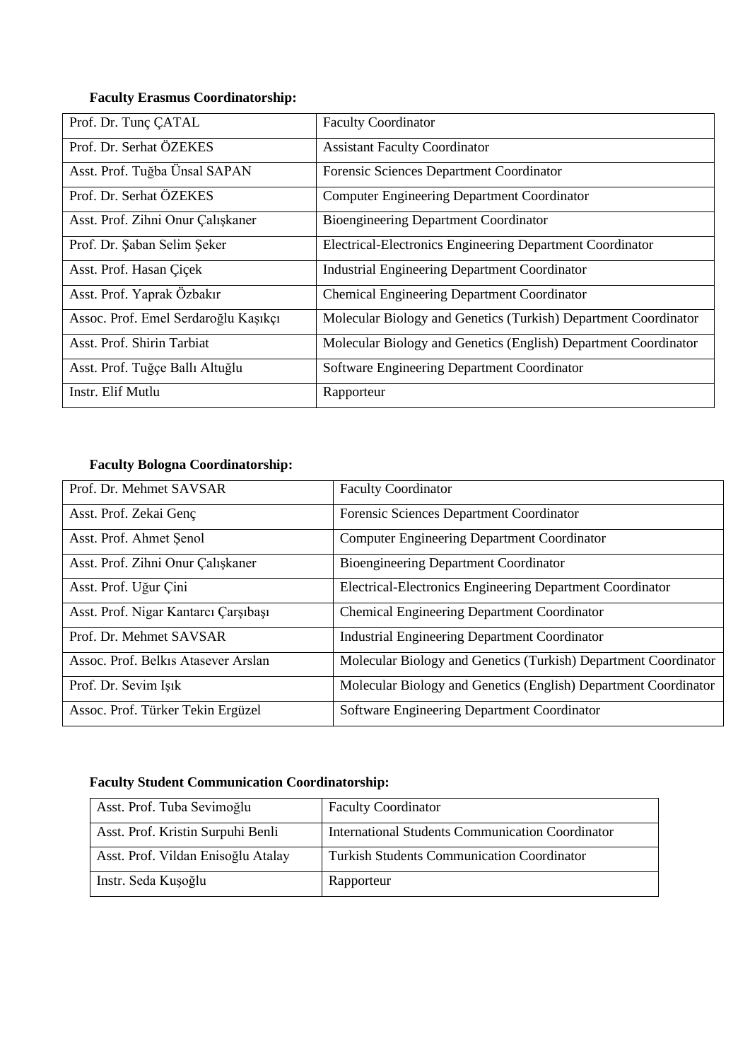**Faculty Erasmus Coordinatorship:**

| Prof. Dr. Tunç ÇATAL | Faculty Coordinator |
|---|---|
| Prof. Dr. Serhat ÖZEKES | Assistant Faculty Coordinator |
| Asst. Prof. Tuğba Ünsal SAPAN | Forensic Sciences Department Coordinator |
| Prof. Dr. Serhat ÖZEKES | Computer Engineering Department Coordinator |
| Asst. Prof. Zihni Onur Çalışkaner | Bioengineering Department Coordinator |
| Prof. Dr. Şaban Selim Şeker | Electrical-Electronics Engineering Department Coordinator |
| Asst. Prof. Hasan Çiçek | Industrial Engineering Department Coordinator |
| Asst. Prof. Yaprak Özbakır | Chemical Engineering Department Coordinator |
| Assoc. Prof. Emel Serdaroğlu Kaşıkçı | Molecular Biology and Genetics (Turkish) Department Coordinator |
| Asst. Prof. Shirin Tarbiat | Molecular Biology and Genetics (English) Department Coordinator |
| Asst. Prof. Tuğçe Ballı Altuğlu | Software Engineering Department Coordinator |
| Instr. Elif Mutlu | Rapporteur |

**Faculty Bologna Coordinatorship:**

| Prof. Dr. Mehmet SAVSAR | Faculty Coordinator |
|---|---|
| Asst. Prof. Zekai Genç | Forensic Sciences Department Coordinator |
| Asst. Prof. Ahmet Şenol | Computer Engineering Department Coordinator |
| Asst. Prof. Zihni Onur Çalışkaner | Bioengineering Department Coordinator |
| Asst. Prof. Uğur Çini | Electrical-Electronics Engineering Department Coordinator |
| Asst. Prof. Nigar Kantarcı Çarşıbaşı | Chemical Engineering Department Coordinator |
| Prof. Dr. Mehmet SAVSAR | Industrial Engineering Department Coordinator |
| Assoc. Prof. Belkıs Atasever Arslan | Molecular Biology and Genetics (Turkish) Department Coordinator |
| Prof. Dr. Sevim Işık | Molecular Biology and Genetics (English) Department Coordinator |
| Assoc. Prof. Türker Tekin Ergüzel | Software Engineering Department Coordinator |

**Faculty Student Communication Coordinatorship:**

| Asst. Prof. Tuba Sevimoğlu | Faculty Coordinator |
|---|---|
| Asst. Prof. Kristin Surpuhi Benli | International Students Communication Coordinator |
| Asst. Prof. Vildan Enisoğlu Atalay | Turkish Students Communication Coordinator |
| Instr. Seda Kuşoğlu | Rapporteur |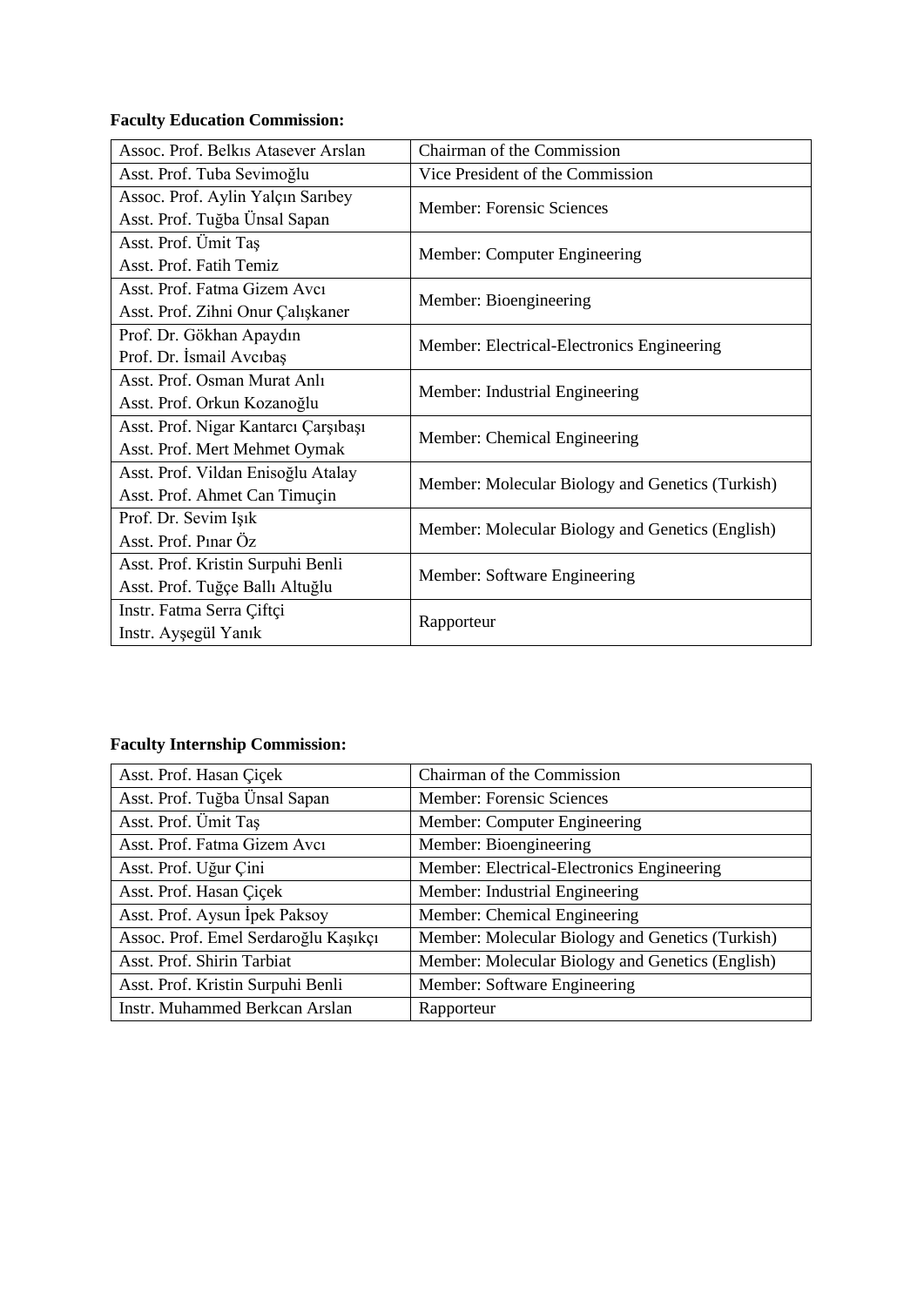**Faculty Education Commission:**

| | |
|---|---|
| Assoc. Prof. Belkıs Atasever Arslan | Chairman of the Commission |
| Asst. Prof. Tuba Sevimoğlu | Vice President of the Commission |
| Assoc. Prof. Aylin Yalçın Sarıbey<br>Asst. Prof. Tuğba Ünsal Sapan | Member: Forensic Sciences |
| Asst. Prof. Ümit Taş<br>Asst. Prof. Fatih Temiz | Member: Computer Engineering |
| Asst. Prof. Fatma Gizem Avcı<br>Asst. Prof. Zihni Onur Çalışkaner | Member: Bioengineering |
| Prof. Dr. Gökhan Apaydın<br>Prof. Dr. İsmail Avcıbaş | Member: Electrical-Electronics Engineering |
| Asst. Prof. Osman Murat Anlı<br>Asst. Prof. Orkun Kozanoğlu | Member: Industrial Engineering |
| Asst. Prof. Nigar Kantarcı Çarşıbaşı<br>Asst. Prof. Mert Mehmet Oymak | Member: Chemical Engineering |
| Asst. Prof. Vildan Enisoğlu Atalay<br>Asst. Prof. Ahmet Can Timuçin | Member: Molecular Biology and Genetics (Turkish) |
| Prof. Dr. Sevim Işık<br>Asst. Prof. Pınar Öz | Member: Molecular Biology and Genetics (English) |
| Asst. Prof. Kristin Surpuhi Benli<br>Asst. Prof. Tuğçe Ballı Altuğlu | Member: Software Engineering |
| Instr. Fatma Serra Çiftçi<br>Instr. Ayşegül Yanık | Rapporteur |

**Faculty Internship Commission:**

| | |
|---|---|
| Asst. Prof. Hasan Çiçek | Chairman of the Commission |
| Asst. Prof. Tuğba Ünsal Sapan | Member: Forensic Sciences |
| Asst. Prof. Ümit Taş | Member: Computer Engineering |
| Asst. Prof. Fatma Gizem Avcı | Member: Bioengineering |
| Asst. Prof. Uğur Çini | Member: Electrical-Electronics Engineering |
| Asst. Prof. Hasan Çiçek | Member: Industrial Engineering |
| Asst. Prof. Aysun İpek Paksoy | Member: Chemical Engineering |
| Assoc. Prof. Emel Serdaroğlu Kaşıkçı | Member: Molecular Biology and Genetics (Turkish) |
| Asst. Prof. Shirin Tarbiat | Member: Molecular Biology and Genetics (English) |
| Asst. Prof. Kristin Surpuhi Benli | Member: Software Engineering |
| Instr. Muhammed Berkcan Arslan | Rapporteur |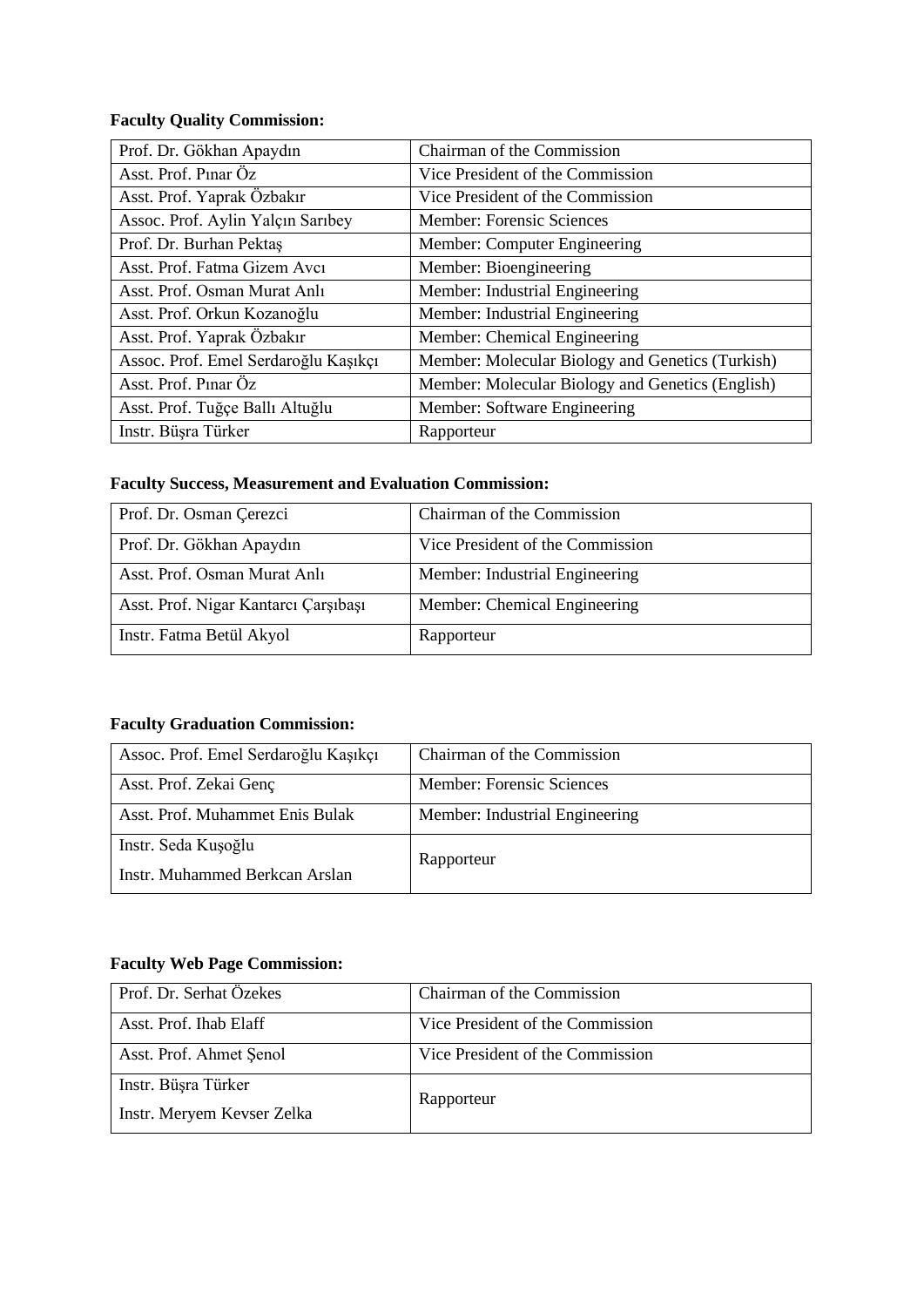**Faculty Quality Commission:**

| Prof. Dr. Gökhan Apaydın | Chairman of the Commission |
|---|---|
| Asst. Prof. Pınar Öz | Vice President of the Commission |
| Asst. Prof. Yaprak Özbakır | Vice President of the Commission |
| Assoc. Prof. Aylin Yalçın Sarıbey | Member: Forensic Sciences |
| Prof. Dr. Burhan Pektaş | Member: Computer Engineering |
| Asst. Prof. Fatma Gizem Avcı | Member: Bioengineering |
| Asst. Prof. Osman Murat Anlı | Member: Industrial Engineering |
| Asst. Prof. Orkun Kozanoğlu | Member: Industrial Engineering |
| Asst. Prof. Yaprak Özbakır | Member: Chemical Engineering |
| Assoc. Prof. Emel Serdaroğlu Kaşıkçı | Member: Molecular Biology and Genetics (Turkish) |
| Asst. Prof. Pınar Öz | Member: Molecular Biology and Genetics (English) |
| Asst. Prof. Tuğçe Ballı Altuğlu | Member: Software Engineering |
| Instr. Büşra Türker | Rapporteur |

**Faculty Success, Measurement and Evaluation Commission:**

| Prof. Dr. Osman Çerezci | Chairman of the Commission |
|---|---|
| Prof. Dr. Gökhan Apaydın | Vice President of the Commission |
| Asst. Prof. Osman Murat Anlı | Member: Industrial Engineering |
| Asst. Prof. Nigar Kantarcı Çarşıbaşı | Member: Chemical Engineering |
| Instr. Fatma Betül Akyol | Rapporteur |

**Faculty Graduation Commission:**

| Assoc. Prof. Emel Serdaroğlu Kaşıkçı | Chairman of the Commission |
|---|---|
| Asst. Prof. Zekai Genç | Member: Forensic Sciences |
| Asst. Prof. Muhammet Enis Bulak | Member: Industrial Engineering |
| Instr. Seda Kuşoğlu<br>Instr. Muhammed Berkcan Arslan | Rapporteur |

**Faculty Web Page Commission:**

| Prof. Dr. Serhat Özekes | Chairman of the Commission |
|---|---|
| Asst. Prof. Ihab Elaff | Vice President of the Commission |
| Asst. Prof. Ahmet Şenol | Vice President of the Commission |
| Instr. Büşra Türker<br>Instr. Meryem Kevser Zelka | Rapporteur |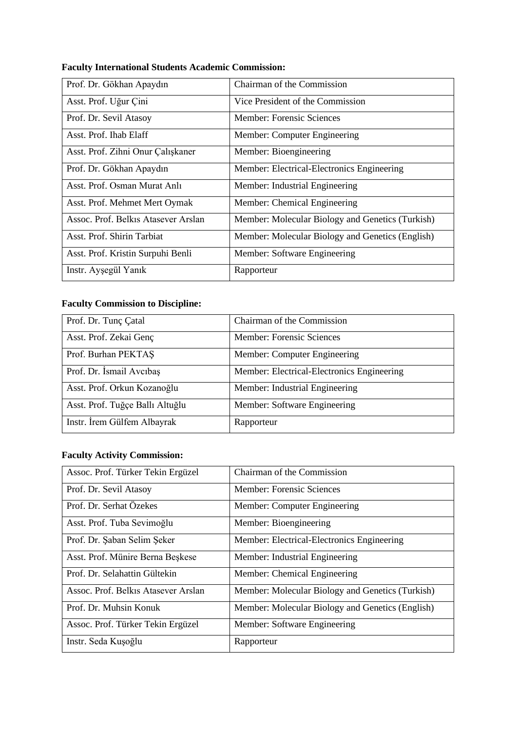**Faculty International Students Academic Commission:**

| | |
|---|---|
| Prof. Dr. Gökhan Apaydın | Chairman of the Commission |
| Asst. Prof. Uğur Çini | Vice President of the Commission |
| Prof. Dr. Sevil Atasoy | Member: Forensic Sciences |
| Asst. Prof. Ihab Elaff | Member: Computer Engineering |
| Asst. Prof. Zihni Onur Çalışkaner | Member: Bioengineering |
| Prof. Dr. Gökhan Apaydın | Member: Electrical-Electronics Engineering |
| Asst. Prof. Osman Murat Anlı | Member: Industrial Engineering |
| Asst. Prof. Mehmet Mert Oymak | Member: Chemical Engineering |
| Assoc. Prof. Belkıs Atasever Arslan | Member: Molecular Biology and Genetics (Turkish) |
| Asst. Prof. Shirin Tarbiat | Member: Molecular Biology and Genetics (English) |
| Asst. Prof. Kristin Surpuhi Benli | Member: Software Engineering |
| Instr. Ayşegül Yanık | Rapporteur |

**Faculty Commission to Discipline:**

| | |
|---|---|
| Prof. Dr. Tunç Çatal | Chairman of the Commission |
| Asst. Prof. Zekai Genç | Member: Forensic Sciences |
| Prof. Burhan PEKTAŞ | Member: Computer Engineering |
| Prof. Dr. İsmail Avcıbaş | Member: Electrical-Electronics Engineering |
| Asst. Prof. Orkun Kozanoğlu | Member: Industrial Engineering |
| Asst. Prof. Tuğçe Ballı Altuğlu | Member: Software Engineering |
| Instr. İrem Gülfem Albayrak | Rapporteur |

**Faculty Activity Commission:**

| | |
|---|---|
| Assoc. Prof. Türker Tekin Ergüzel | Chairman of the Commission |
| Prof. Dr. Sevil Atasoy | Member: Forensic Sciences |
| Prof. Dr. Serhat Özekes | Member: Computer Engineering |
| Asst. Prof. Tuba Sevimoğlu | Member: Bioengineering |
| Prof. Dr. Şaban Selim Şeker | Member: Electrical-Electronics Engineering |
| Asst. Prof. Münire Berna Beşkese | Member: Industrial Engineering |
| Prof. Dr. Selahattin Gültekin | Member: Chemical Engineering |
| Assoc. Prof. Belkıs Atasever Arslan | Member: Molecular Biology and Genetics (Turkish) |
| Prof. Dr. Muhsin Konuk | Member: Molecular Biology and Genetics (English) |
| Assoc. Prof. Türker Tekin Ergüzel | Member: Software Engineering |
| Instr. Seda Kuşoğlu | Rapporteur |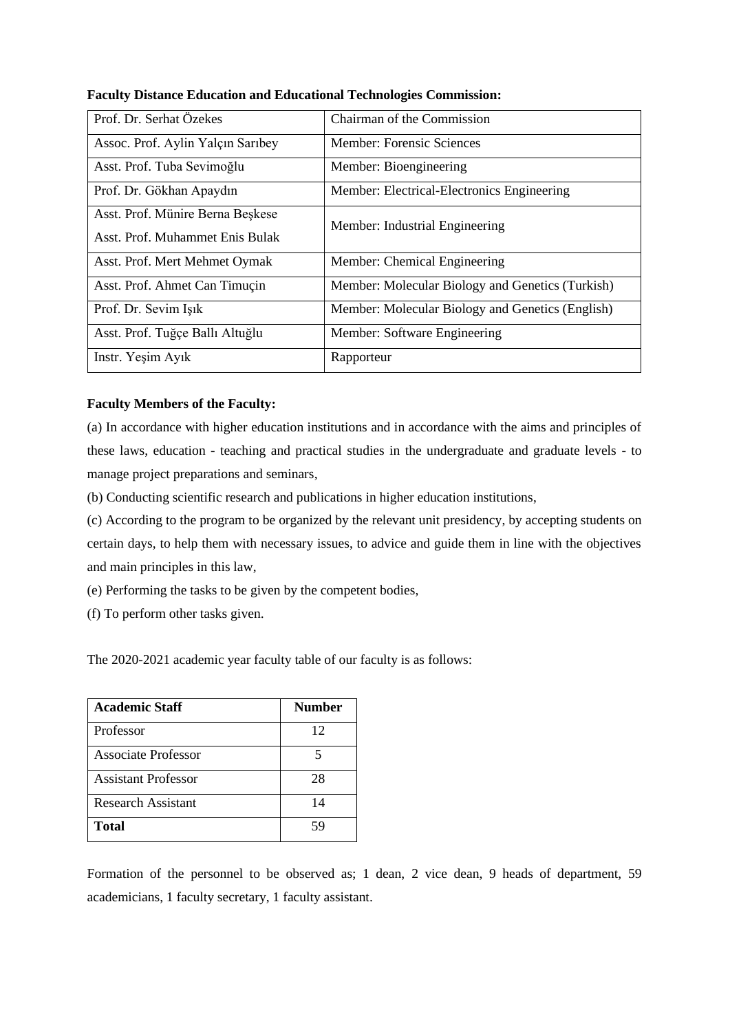**Faculty Distance Education and Educational Technologies Commission:**

| | |
|---|---|
| Prof. Dr. Serhat Özekes | Chairman of the Commission |
| Assoc. Prof. Aylin Yalçın Sarıbey | Member: Forensic Sciences |
| Asst. Prof. Tuba Sevimoğlu | Member: Bioengineering |
| Prof. Dr. Gökhan Apaydın | Member: Electrical-Electronics Engineering |
| Asst. Prof. Münire Berna Beşkese<br>Asst. Prof. Muhammet Enis Bulak | Member: Industrial Engineering |
| Asst. Prof. Mert Mehmet Oymak | Member: Chemical Engineering |
| Asst. Prof. Ahmet Can Timuçin | Member: Molecular Biology and Genetics (Turkish) |
| Prof. Dr. Sevim Işık | Member: Molecular Biology and Genetics (English) |
| Asst. Prof. Tuğçe Ballı Altuğlu | Member: Software Engineering |
| Instr. Yeşim Ayık | Rapporteur |

**Faculty Members of the Faculty:**

(a) In accordance with higher education institutions and in accordance with the aims and principles of these laws, education - teaching and practical studies in the undergraduate and graduate levels - to manage project preparations and seminars,

(b) Conducting scientific research and publications in higher education institutions,

(c) According to the program to be organized by the relevant unit presidency, by accepting students on certain days, to help them with necessary issues, to advice and guide them in line with the objectives and main principles in this law,

(e) Performing the tasks to be given by the competent bodies,

(f) To perform other tasks given.

The 2020-2021 academic year faculty table of our faculty is as follows:

| Academic Staff | Number |
|---|---|
| Professor | 12 |
| Associate Professor | 5 |
| Assistant Professor | 28 |
| Research Assistant | 14 |
| **Total** | 59 |

Formation of the personnel to be observed as; 1 dean, 2 vice dean, 9 heads of department, 59 academicians, 1 faculty secretary, 1 faculty assistant.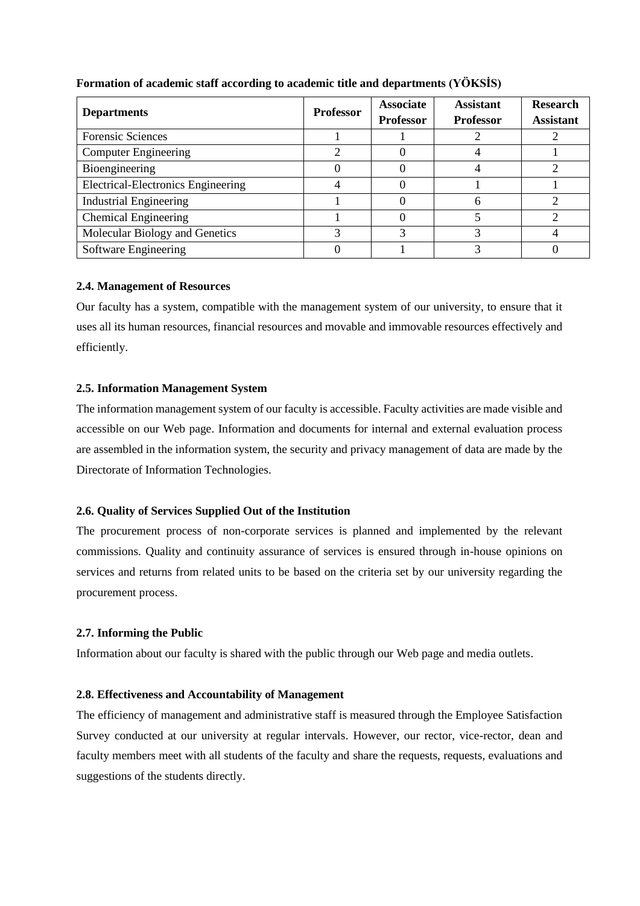**Formation of academic staff according to academic title and departments (YÖKSİS)**

| Departments | Professor | Associate Professor | Assistant Professor | Research Assistant |
|---|---|---|---|---|
| Forensic Sciences | 1 | 1 | 2 | 2 |
| Computer Engineering | 2 | 0 | 4 | 1 |
| Bioengineering | 0 | 0 | 4 | 2 |
| Electrical-Electronics Engineering | 4 | 0 | 1 | 1 |
| Industrial Engineering | 1 | 0 | 6 | 2 |
| Chemical Engineering | 1 | 0 | 5 | 2 |
| Molecular Biology and Genetics | 3 | 3 | 3 | 4 |
| Software Engineering | 0 | 1 | 3 | 0 |

### 2.4. Management of Resources

Our faculty has a system, compatible with the management system of our university, to ensure that it uses all its human resources, financial resources and movable and immovable resources effectively and efficiently.

### 2.5. Information Management System

The information management system of our faculty is accessible. Faculty activities are made visible and accessible on our Web page. Information and documents for internal and external evaluation process are assembled in the information system, the security and privacy management of data are made by the Directorate of Information Technologies.

### 2.6. Quality of Services Supplied Out of the Institution

The procurement process of non-corporate services is planned and implemented by the relevant commissions. Quality and continuity assurance of services is ensured through in-house opinions on services and returns from related units to be based on the criteria set by our university regarding the procurement process.

### 2.7. Informing the Public

Information about our faculty is shared with the public through our Web page and media outlets.

### 2.8. Effectiveness and Accountability of Management

The efficiency of management and administrative staff is measured through the Employee Satisfaction Survey conducted at our university at regular intervals. However, our rector, vice-rector, dean and faculty members meet with all students of the faculty and share the requests, requests, evaluations and suggestions of the students directly.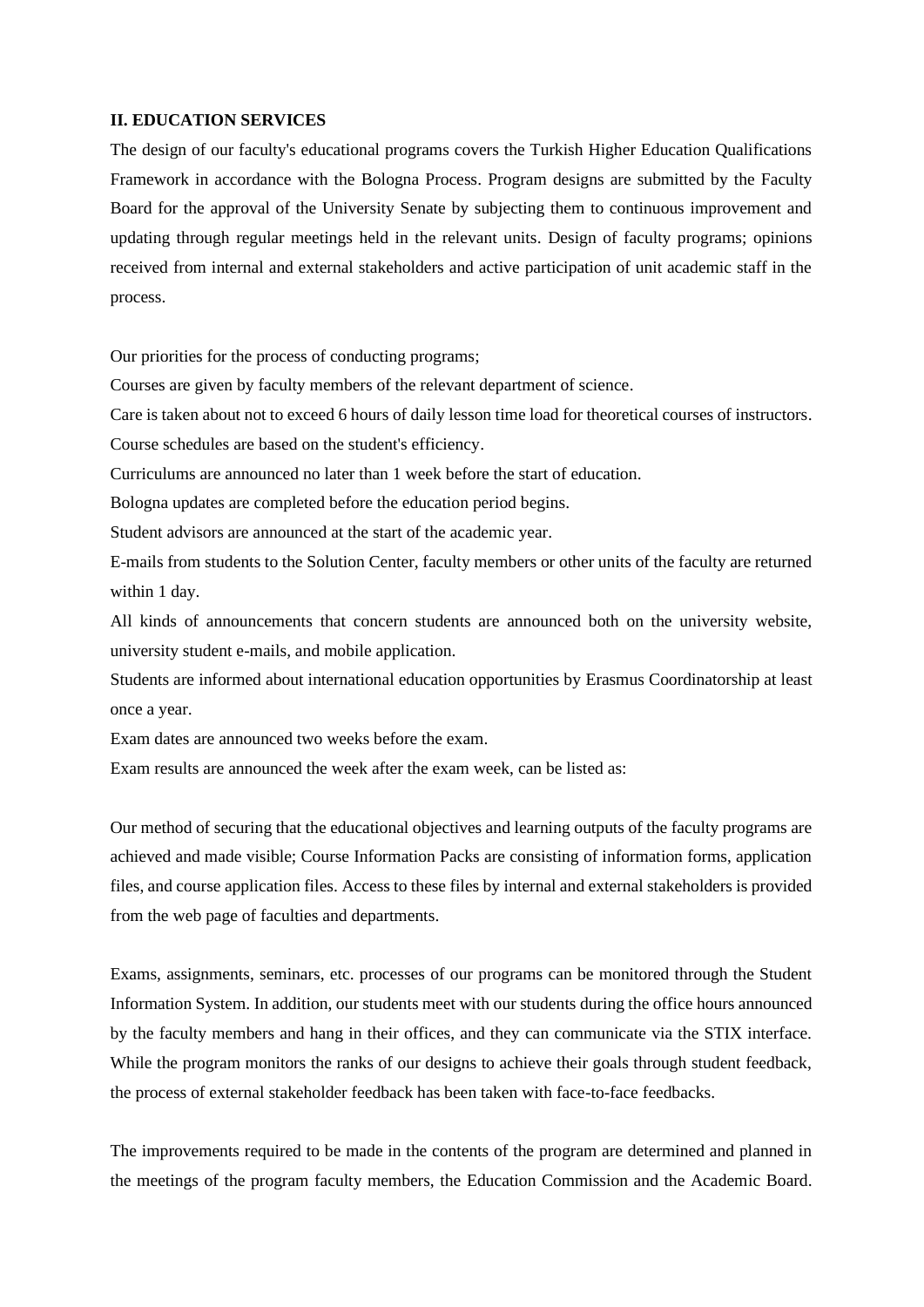**II. EDUCATION SERVICES**

The design of our faculty's educational programs covers the Turkish Higher Education Qualifications Framework in accordance with the Bologna Process. Program designs are submitted by the Faculty Board for the approval of the University Senate by subjecting them to continuous improvement and updating through regular meetings held in the relevant units. Design of faculty programs; opinions received from internal and external stakeholders and active participation of unit academic staff in the process.

Our priorities for the process of conducting programs;

Courses are given by faculty members of the relevant department of science.

Care is taken about not to exceed 6 hours of daily lesson time load for theoretical courses of instructors.

Course schedules are based on the student's efficiency.

Curriculums are announced no later than 1 week before the start of education.

Bologna updates are completed before the education period begins.

Student advisors are announced at the start of the academic year.

E-mails from students to the Solution Center, faculty members or other units of the faculty are returned within 1 day.

All kinds of announcements that concern students are announced both on the university website, university student e-mails, and mobile application.

Students are informed about international education opportunities by Erasmus Coordinatorship at least once a year.

Exam dates are announced two weeks before the exam.

Exam results are announced the week after the exam week, can be listed as:

Our method of securing that the educational objectives and learning outputs of the faculty programs are achieved and made visible; Course Information Packs are consisting of information forms, application files, and course application files. Access to these files by internal and external stakeholders is provided from the web page of faculties and departments.

Exams, assignments, seminars, etc. processes of our programs can be monitored through the Student Information System. In addition, our students meet with our students during the office hours announced by the faculty members and hang in their offices, and they can communicate via the STIX interface. While the program monitors the ranks of our designs to achieve their goals through student feedback, the process of external stakeholder feedback has been taken with face-to-face feedbacks.

The improvements required to be made in the contents of the program are determined and planned in the meetings of the program faculty members, the Education Commission and the Academic Board.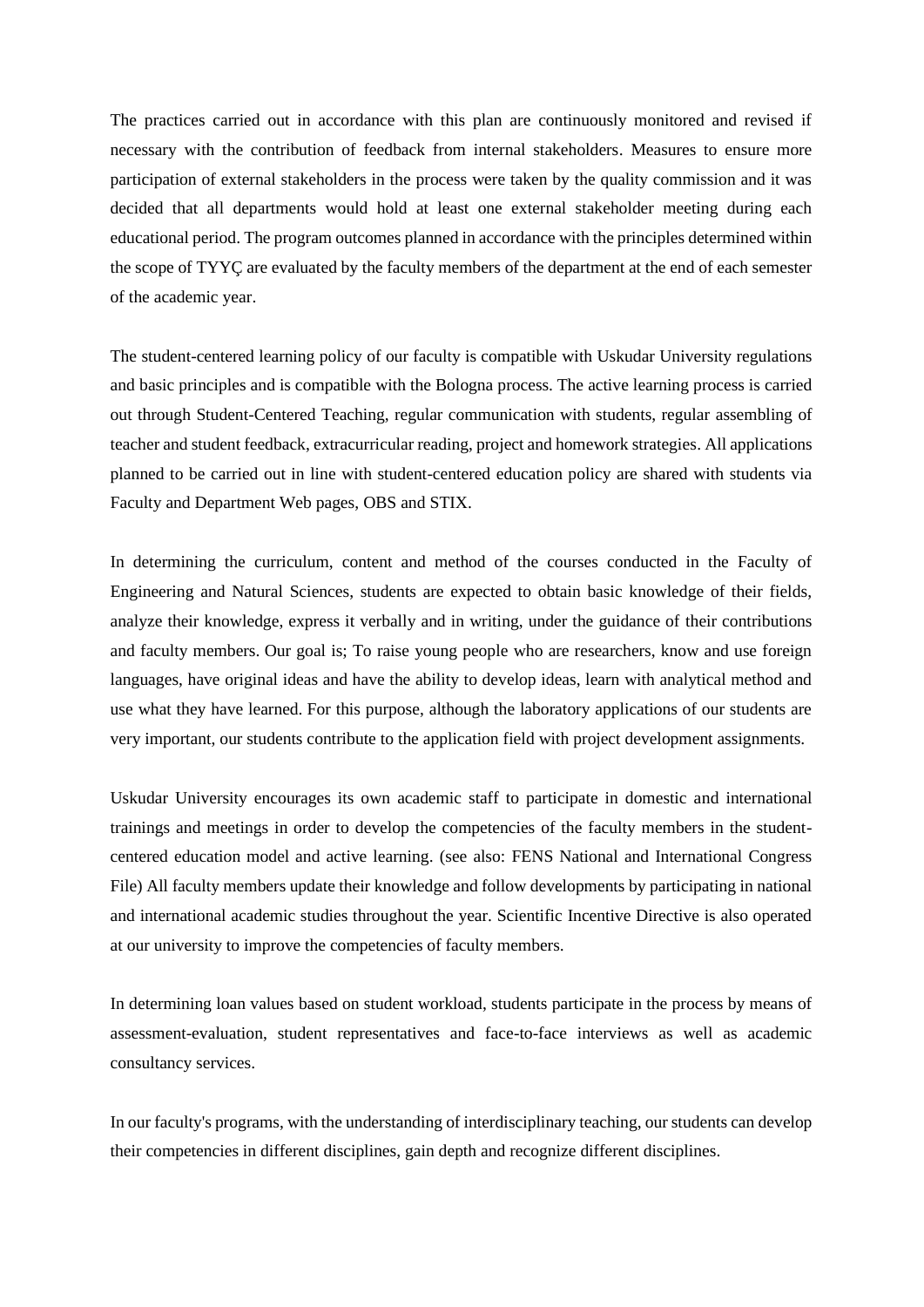The practices carried out in accordance with this plan are continuously monitored and revised if necessary with the contribution of feedback from internal stakeholders. Measures to ensure more participation of external stakeholders in the process were taken by the quality commission and it was decided that all departments would hold at least one external stakeholder meeting during each educational period. The program outcomes planned in accordance with the principles determined within the scope of TYYÇ are evaluated by the faculty members of the department at the end of each semester of the academic year.

The student-centered learning policy of our faculty is compatible with Uskudar University regulations and basic principles and is compatible with the Bologna process. The active learning process is carried out through Student-Centered Teaching, regular communication with students, regular assembling of teacher and student feedback, extracurricular reading, project and homework strategies. All applications planned to be carried out in line with student-centered education policy are shared with students via Faculty and Department Web pages, OBS and STIX.

In determining the curriculum, content and method of the courses conducted in the Faculty of Engineering and Natural Sciences, students are expected to obtain basic knowledge of their fields, analyze their knowledge, express it verbally and in writing, under the guidance of their contributions and faculty members. Our goal is; To raise young people who are researchers, know and use foreign languages, have original ideas and have the ability to develop ideas, learn with analytical method and use what they have learned. For this purpose, although the laboratory applications of our students are very important, our students contribute to the application field with project development assignments.

Uskudar University encourages its own academic staff to participate in domestic and international trainings and meetings in order to develop the competencies of the faculty members in the student-centered education model and active learning. (see also: FENS National and International Congress File) All faculty members update their knowledge and follow developments by participating in national and international academic studies throughout the year. Scientific Incentive Directive is also operated at our university to improve the competencies of faculty members.

In determining loan values based on student workload, students participate in the process by means of assessment-evaluation, student representatives and face-to-face interviews as well as academic consultancy services.

In our faculty's programs, with the understanding of interdisciplinary teaching, our students can develop their competencies in different disciplines, gain depth and recognize different disciplines.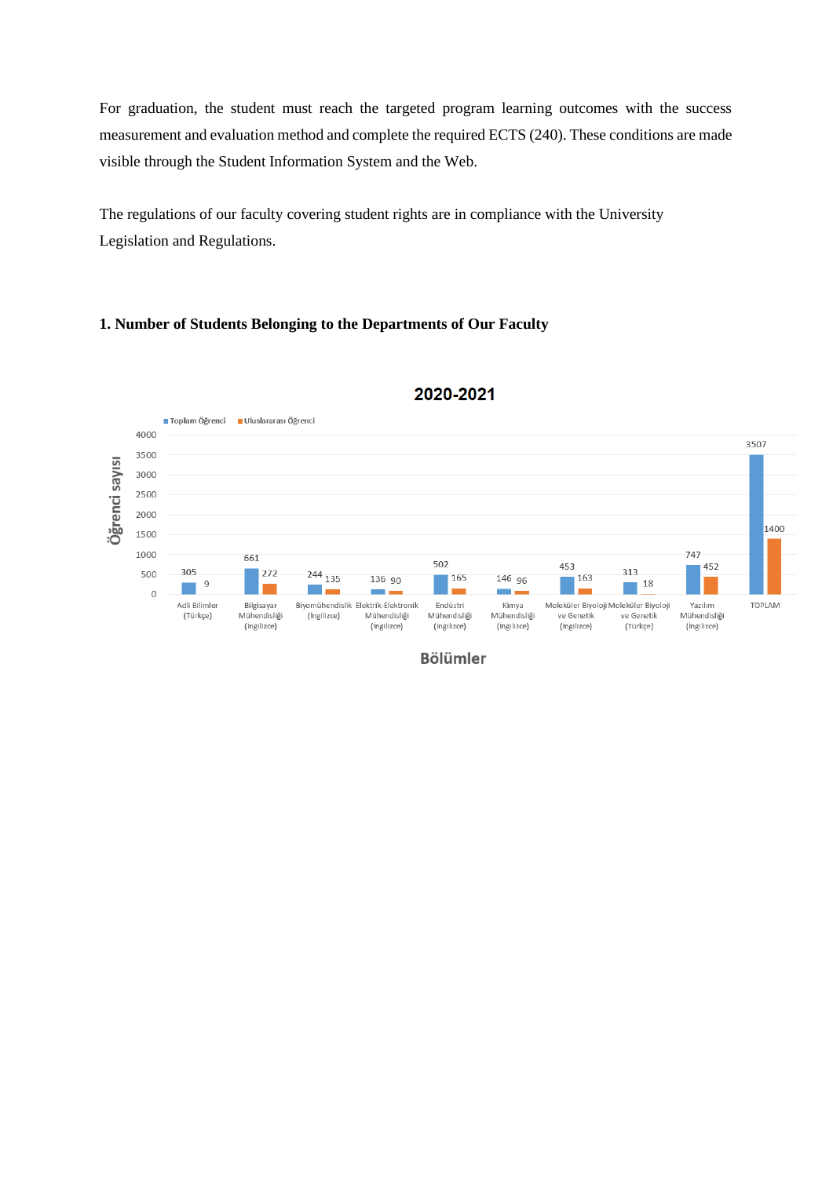For graduation, the student must reach the targeted program learning outcomes with the success measurement and evaluation method and complete the required ECTS (240). These conditions are made visible through the Student Information System and the Web.

The regulations of our faculty covering student rights are in compliance with the University Legislation and Regulations.

**1. Number of Students Belonging to the Departments of Our Faculty**

**2020-2021**

| Bölümler | Toplam Öğrenci | Uluslararası Öğrenci |
|---|---|---|
| Adli Bilimler (Türkçe) | 305 | 9 |
| Bilgisayar Mühendisliği (İngilizce) | 661 | 272 |
| Biyomühendislik (İngilizce) | 244 | 135 |
| Elektrik-Elektronik Mühendisliği (İngilizce) | 136 | 90 |
| Endüstri Mühendisliği (İngilizce) | 502 | 165 |
| Kimya Mühendisliği (İngilizce) | 146 | 96 |
| Moleküler Biyoloji ve Genetik (İngilizce) | 453 | 163 |
| Moleküler Biyoloji ve Genetik (Türkçe) | 313 | 18 |
| Yazılım Mühendisliği (İngilizce) | 747 | 452 |
| TOPLAM | 3507 | 1400 |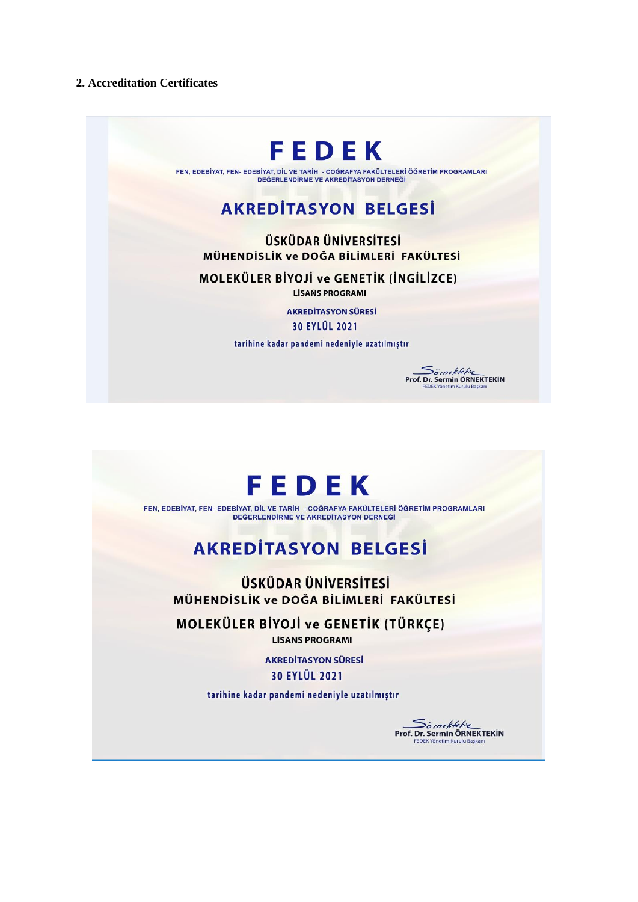## 2. Accreditation Certificates

**FEDEK**

FEN, EDEBİYAT, FEN- EDEBİYAT, DİL VE TARİH - COĞRAFYA FAKÜLTELERİ ÖĞRETİM PROGRAMLARI DEĞERLENDİRME VE AKREDİTASYON DERNEĞİ

**AKREDİTASYON BELGESİ**

**ÜSKÜDAR ÜNİVERSİTESİ**

**MÜHENDİSLİK ve DOĞA BİLİMLERİ FAKÜLTESİ**

**MOLEKÜLER BİYOJİ ve GENETİK (İNGİLİZCE)**

**LİSANS PROGRAMI**

AKREDİTASYON SÜRESİ

30 EYLÜL 2021

tarihine kadar pandemi nedeniyle uzatılmıştır

Prof. Dr. Sermin ÖRNEKTEKİN
FEDEK Yönetim Kurulu Başkanı

---

**FEDEK**

FEN, EDEBİYAT, FEN- EDEBİYAT, DİL VE TARİH - COĞRAFYA FAKÜLTELERİ ÖĞRETİM PROGRAMLARI DEĞERLENDİRME VE AKREDİTASYON DERNEĞİ

**AKREDİTASYON BELGESİ**

**ÜSKÜDAR ÜNİVERSİTESİ**

**MÜHENDİSLİK ve DOĞA BİLİMLERİ FAKÜLTESİ**

**MOLEKÜLER BİYOJİ ve GENETİK (TÜRKÇE)**

**LİSANS PROGRAMI**

AKREDİTASYON SÜRESİ

30 EYLÜL 2021

tarihine kadar pandemi nedeniyle uzatılmıştır

Prof. Dr. Sermin ÖRNEKTEKİN
FEDEK Yönetim Kurulu Başkanı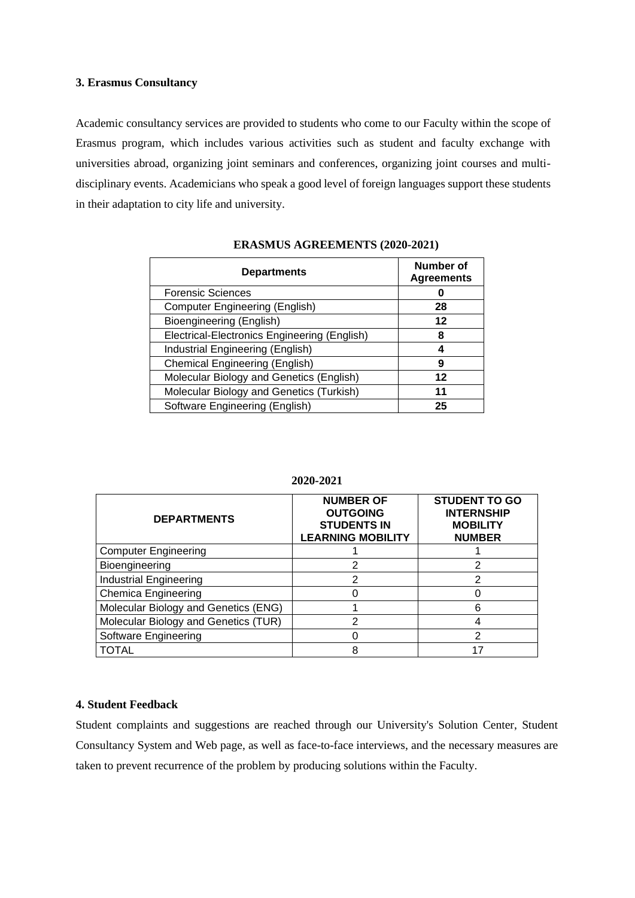### 3. Erasmus Consultancy

Academic consultancy services are provided to students who come to our Faculty within the scope of Erasmus program, which includes various activities such as student and faculty exchange with universities abroad, organizing joint seminars and conferences, organizing joint courses and multi-disciplinary events. Academicians who speak a good level of foreign languages support these students in their adaptation to city life and university.

**ERASMUS AGREEMENTS (2020-2021)**

| Departments | Number of Agreements |
|---|---|
| Forensic Sciences | **0** |
| Computer Engineering (English) | **28** |
| Bioengineering (English) | **12** |
| Electrical-Electronics Engineering (English) | **8** |
| Industrial Engineering (English) | **4** |
| Chemical Engineering (English) | **9** |
| Molecular Biology and Genetics (English) | **12** |
| Molecular Biology and Genetics (Turkish) | **11** |
| Software Engineering (English) | **25** |

**2020-2021**

| DEPARTMENTS | NUMBER OF OUTGOING STUDENTS IN LEARNING MOBILITY | STUDENT TO GO INTERNSHIP MOBILITY NUMBER |
|---|---|---|
| Computer Engineering | 1 | 1 |
| Bioengineering | 2 | 2 |
| Industrial Engineering | 2 | 2 |
| Chemica Engineering | 0 | 0 |
| Molecular Biology and Genetics (ENG) | 1 | 6 |
| Molecular Biology and Genetics (TUR) | 2 | 4 |
| Software Engineering | 0 | 2 |
| TOTAL | 8 | 17 |

### 4. Student Feedback

Student complaints and suggestions are reached through our University's Solution Center, Student Consultancy System and Web page, as well as face-to-face interviews, and the necessary measures are taken to prevent recurrence of the problem by producing solutions within the Faculty.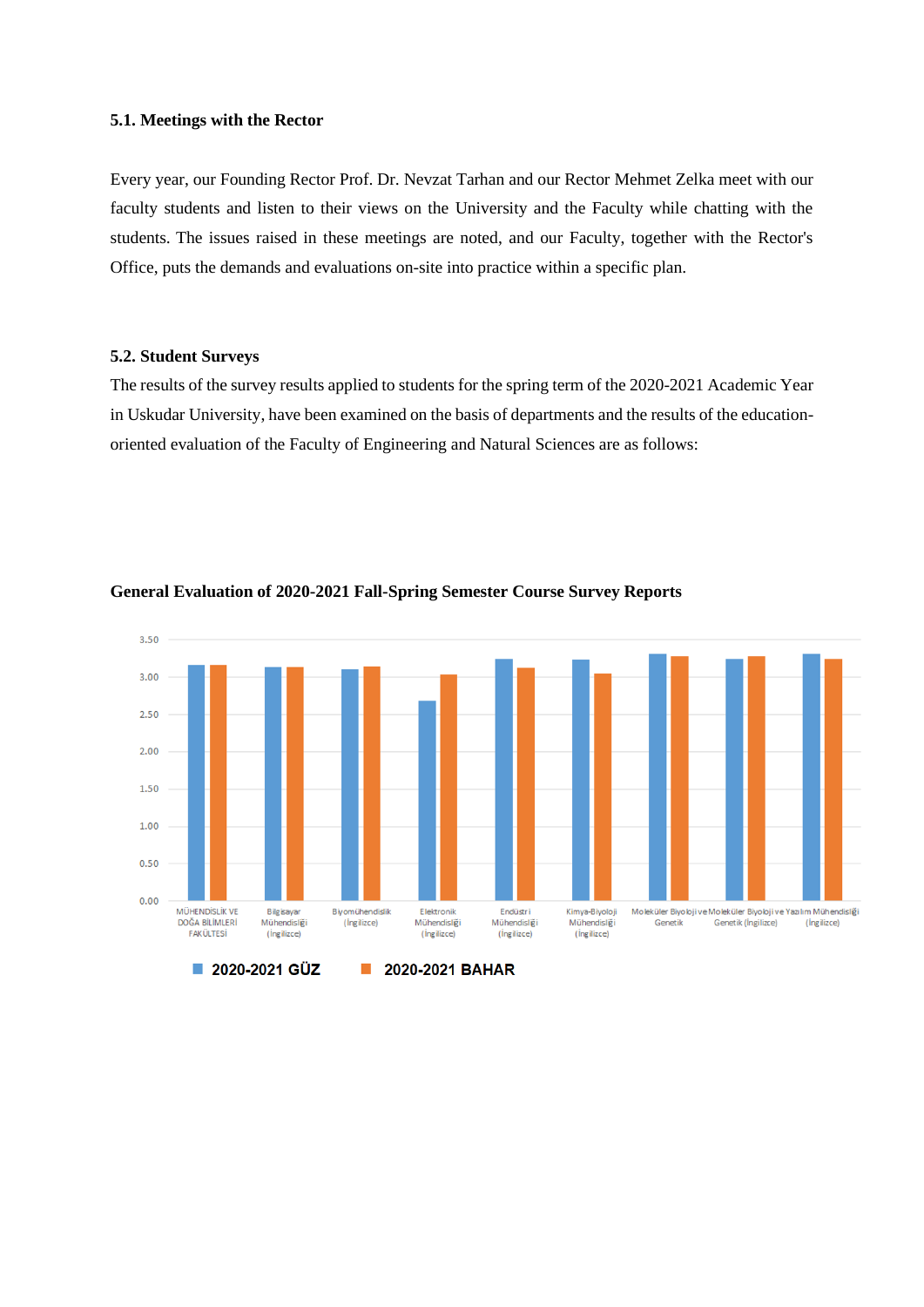### 5.1. Meetings with the Rector

Every year, our Founding Rector Prof. Dr. Nevzat Tarhan and our Rector Mehmet Zelka meet with our faculty students and listen to their views on the University and the Faculty while chatting with the students. The issues raised in these meetings are noted, and our Faculty, together with the Rector's Office, puts the demands and evaluations on-site into practice within a specific plan.

### 5.2. Student Surveys

The results of the survey results applied to students for the spring term of the 2020-2021 Academic Year in Uskudar University, have been examined on the basis of departments and the results of the education-oriented evaluation of the Faculty of Engineering and Natural Sciences are as follows:

**General Evaluation of 2020-2021 Fall-Spring Semester Course Survey Reports**

3.50
3.00
2.50
2.00
1.50
1.00
0.50
0.00

MÜHENDİSLİK VE DOĞA BİLİMLERİ FAKÜLTESİ | Bilgisayar Mühendisliği (İngilizce) | Biyomühendislik (İngilizce) | Elektronik Mühendisliği (İngilizce) | Endüstri Mühendisliği (İngilizce) | Kimya-Biyoloji Mühendisliği (İngilizce) | Moleküler Biyoloji ve Genetik | Moleküler Biyoloji ve Genetik (İngilizce) | Yazılım Mühendisliği (İngilizce)

2020-2021 GÜZ    2020-2021 BAHAR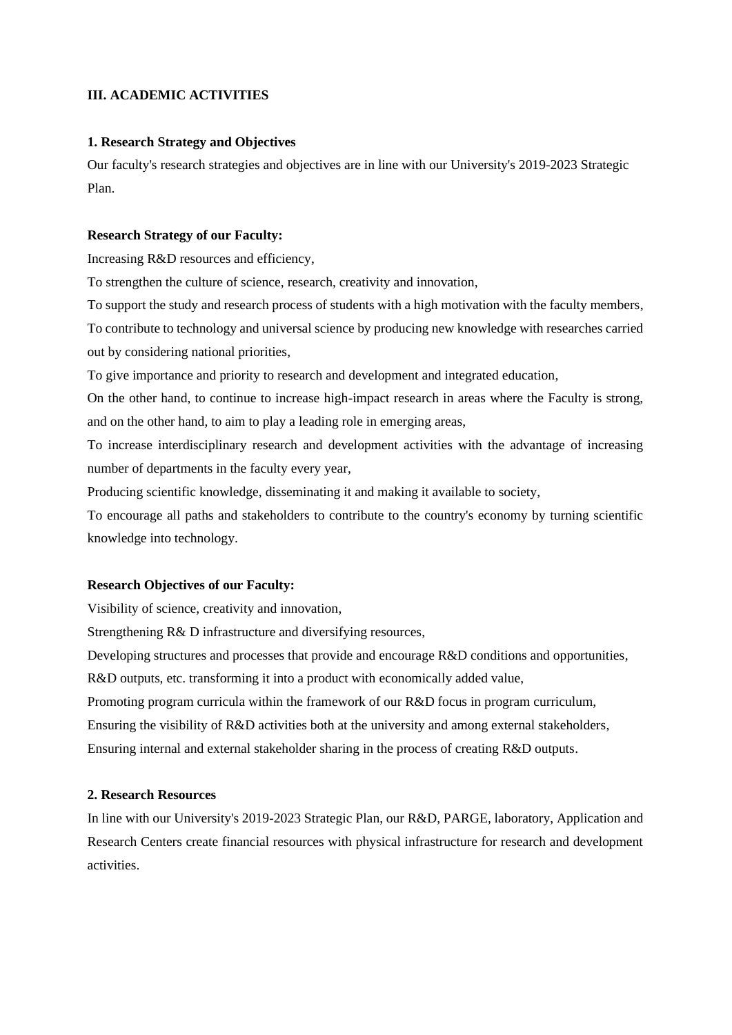## III. ACADEMIC ACTIVITIES

### 1. Research Strategy and Objectives

Our faculty's research strategies and objectives are in line with our University's 2019-2023 Strategic Plan.

**Research Strategy of our Faculty:**

Increasing R&D resources and efficiency,

To strengthen the culture of science, research, creativity and innovation,

To support the study and research process of students with a high motivation with the faculty members,

To contribute to technology and universal science by producing new knowledge with researches carried out by considering national priorities,

To give importance and priority to research and development and integrated education,

On the other hand, to continue to increase high-impact research in areas where the Faculty is strong, and on the other hand, to aim to play a leading role in emerging areas,

To increase interdisciplinary research and development activities with the advantage of increasing number of departments in the faculty every year,

Producing scientific knowledge, disseminating it and making it available to society,

To encourage all paths and stakeholders to contribute to the country's economy by turning scientific knowledge into technology.

**Research Objectives of our Faculty:**

Visibility of science, creativity and innovation,

Strengthening R& D infrastructure and diversifying resources,

Developing structures and processes that provide and encourage R&D conditions and opportunities,

R&D outputs, etc. transforming it into a product with economically added value,

Promoting program curricula within the framework of our R&D focus in program curriculum,

Ensuring the visibility of R&D activities both at the university and among external stakeholders,

Ensuring internal and external stakeholder sharing in the process of creating R&D outputs.

### 2. Research Resources

In line with our University's 2019-2023 Strategic Plan, our R&D, PARGE, laboratory, Application and Research Centers create financial resources with physical infrastructure for research and development activities.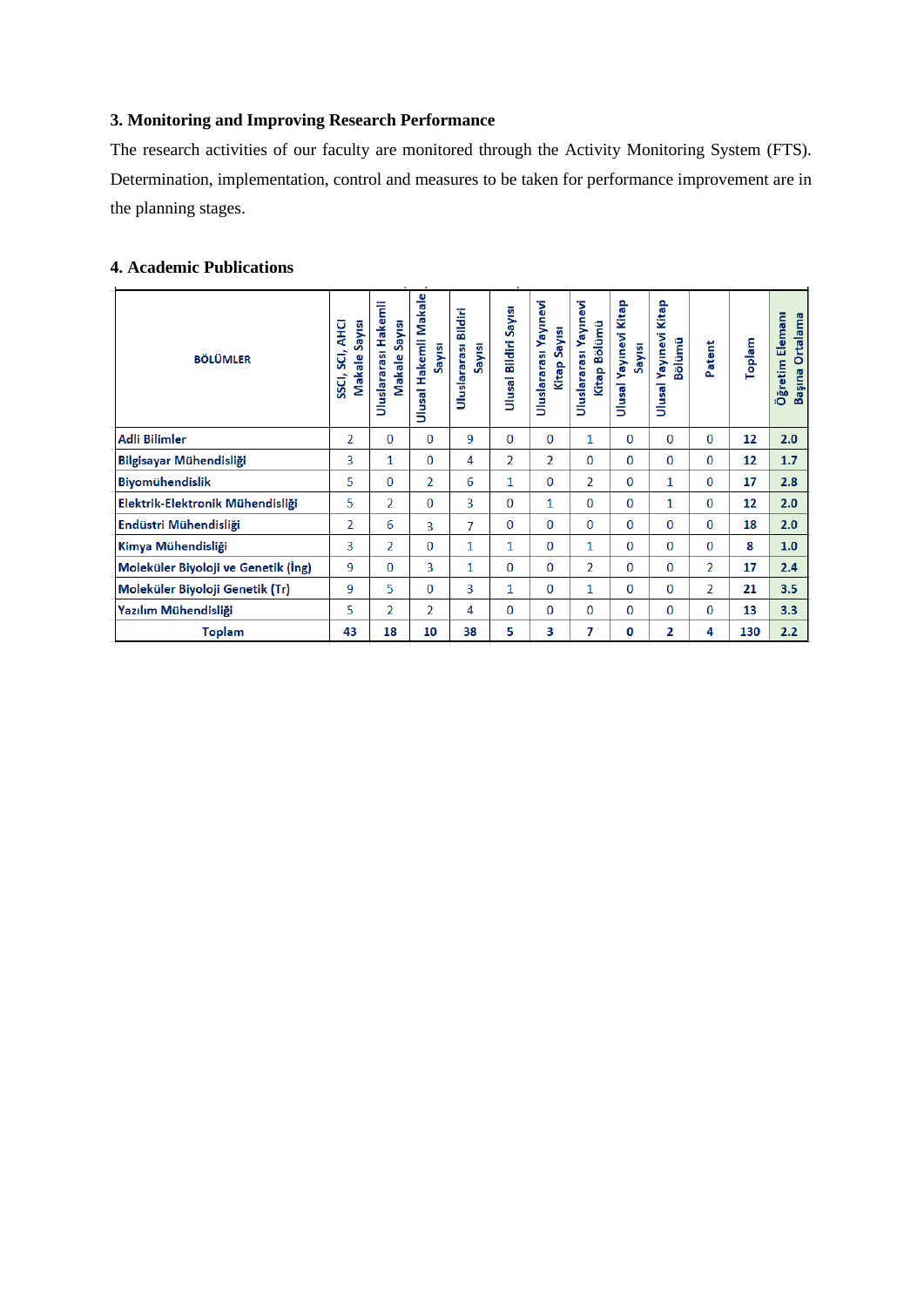## 3. Monitoring and Improving Research Performance

The research activities of our faculty are monitored through the Activity Monitoring System (FTS). Determination, implementation, control and measures to be taken for performance improvement are in the planning stages.

## 4. Academic Publications

| BÖLÜMLER | SSCI, SCI, AHCI Makale Sayısı | Uluslararası Hakemli Makale Sayısı | Ulusal Hakemli Makale Sayısı | Uluslararası Bildiri Sayısı | Ulusal Bildiri Sayısı | Uluslararası Yayınevi Kitap Sayısı | Uluslararası Yayınevi Kitap Bölümü | Ulusal Yayınevi Kitap Sayısı | Ulusal Yayınevi Kitap Bölümü | Patent | Toplam | Öğretim Elemanı Başına Ortalama |
|---|---|---|---|---|---|---|---|---|---|---|---|---|
| Adli Bilimler | 2 | 0 | 0 | 9 | 0 | 0 | 1 | 0 | 0 | 0 | 12 | 2.0 |
| Bilgisayar Mühendisliği | 3 | 1 | 0 | 4 | 2 | 2 | 0 | 0 | 0 | 0 | 12 | 1.7 |
| Biyomühendislik | 5 | 0 | 2 | 6 | 1 | 0 | 2 | 0 | 1 | 0 | 17 | 2.8 |
| Elektrik-Elektronik Mühendisliği | 5 | 2 | 0 | 3 | 0 | 1 | 0 | 0 | 1 | 0 | 12 | 2.0 |
| Endüstri Mühendisliği | 2 | 6 | 3 | 7 | 0 | 0 | 0 | 0 | 0 | 0 | 18 | 2.0 |
| Kimya Mühendisliği | 3 | 2 | 0 | 1 | 1 | 0 | 1 | 0 | 0 | 0 | 8 | 1.0 |
| Moleküler Biyoloji ve Genetik (İng) | 9 | 0 | 3 | 1 | 0 | 0 | 2 | 0 | 0 | 2 | 17 | 2.4 |
| Moleküler Biyoloji Genetik (Tr) | 9 | 5 | 0 | 3 | 1 | 0 | 1 | 0 | 0 | 2 | 21 | 3.5 |
| Yazılım Mühendisliği | 5 | 2 | 2 | 4 | 0 | 0 | 0 | 0 | 0 | 0 | 13 | 3.3 |
| **Toplam** | **43** | **18** | **10** | **38** | **5** | **3** | **7** | **0** | **2** | **4** | **130** | **2.2** |